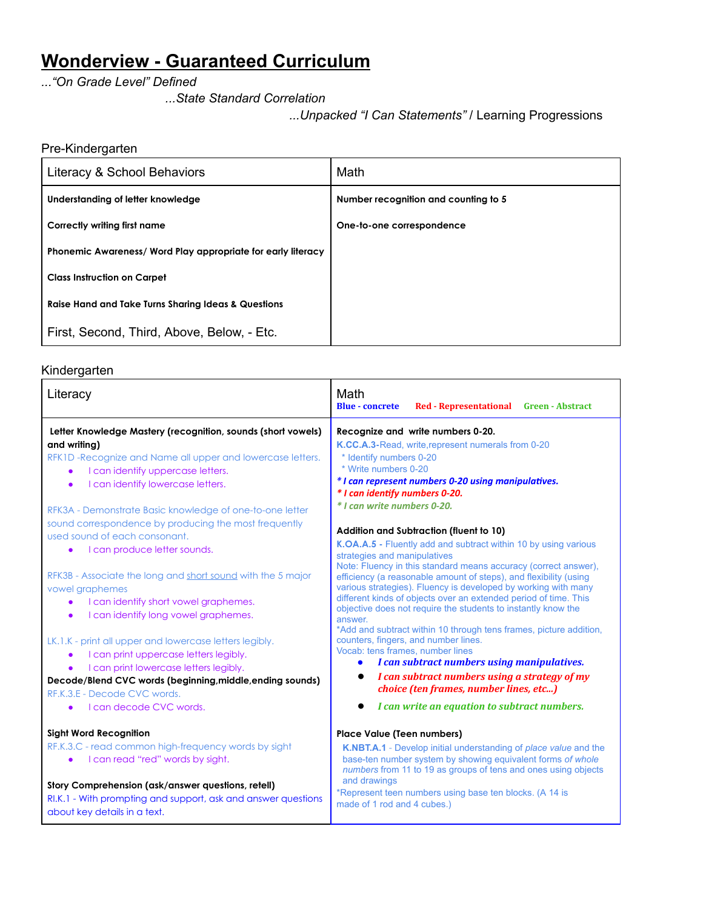# Wonderview - Guaranteed Curriculum

*...“On Grade Level” Defined*

*...State Standard Correlation*

*...Unpacked “I Can Statements”* / Learning Progressions

Pre-Kindergarten

| Literacy & School Behaviors | Math |
|---|---|
| **Understanding of letter knowledge**<br><br>**Correctly writing first name**<br><br>**Phonemic Awareness/ Word Play appropriate for early literacy**<br><br>**Class Instruction on Carpet**<br><br>**Raise Hand and Take Turns Sharing Ideas & Questions**<br><br>First, Second, Third, Above, Below, - Etc. | **Number recognition and counting to 5**<br><br>**One-to-one correspondence** |

Kindergarten

| Literacy | Math<br>**Blue - concrete** **Red - Representational** **Green - Abstract** |
|---|---|
| **Letter Knowledge Mastery (recognition, sounds (short vowels) and writing)**<br>RFK1D -Recognize and Name all upper and lowercase letters.<br>• I can identify uppercase letters.<br>• I can identify lowercase letters.<br><br>RFK3A - Demonstrate Basic knowledge of one-to-one letter sound correspondence by producing the most frequently used sound of each consonant.<br>• I can produce letter sounds.<br><br>RFK3B - Associate the long and short sound with the 5 major vowel graphemes<br>• I can identify short vowel graphemes.<br>• I can identify long vowel graphemes.<br><br>LK.1.K - print all upper and lowercase letters legibly.<br>• I can print uppercase letters legibly.<br>• I can print lowercase letters legibly.<br>**Decode/Blend CVC words (beginning,middle,ending sounds)**<br>RF.K.3.E - Decode CVC words.<br>• I can decode CVC words.<br><br>**Sight Word Recognition**<br>RF.K.3.C - read common high-frequency words by sight<br>• I can read “red” words by sight.<br><br>**Story Comprehension (ask/answer questions, retell)**<br>RI.K.1 - With prompting and support, ask and answer questions about key details in a text. | **Recognize and write numbers 0-20.**<br>**K.CC.A.3**-Read, write,represent numerals from 0-20<br>* Identify numbers 0-20<br>* Write numbers 0-20<br>***\* I can represent numbers 0-20 using manipulatives.***<br>***\* I can identify numbers 0-20.***<br>***\* I can write numbers 0-20.***<br><br>**Addition and Subtraction (fluent to 10)**<br>**K.OA.A.5 -** Fluently add and subtract within 10 by using various strategies and manipulatives<br>Note: Fluency in this standard means accuracy (correct answer), efficiency (a reasonable amount of steps), and flexibility (using various strategies). Fluency is developed by working with many different kinds of objects over an extended period of time. This objective does not require the students to instantly know the answer.<br>*Add and subtract within 10 through tens frames, picture addition, counters, fingers, and number lines.<br>Vocab: tens frames, number lines<br>• ***I can subtract numbers using manipulatives.***<br>• ***I can subtract numbers using a strategy of my choice (ten frames, number lines, etc...)***<br>• ***I can write an equation to subtract numbers.***<br><br>**Place Value (Teen numbers)**<br>**K.NBT.A.1** - Develop initial understanding of *place value* and the base-ten number system by showing equivalent forms *of whole numbers* from 11 to 19 as groups of tens and ones using objects and drawings<br>*Represent teen numbers using base ten blocks. (A 14 is made of 1 rod and 4 cubes.) |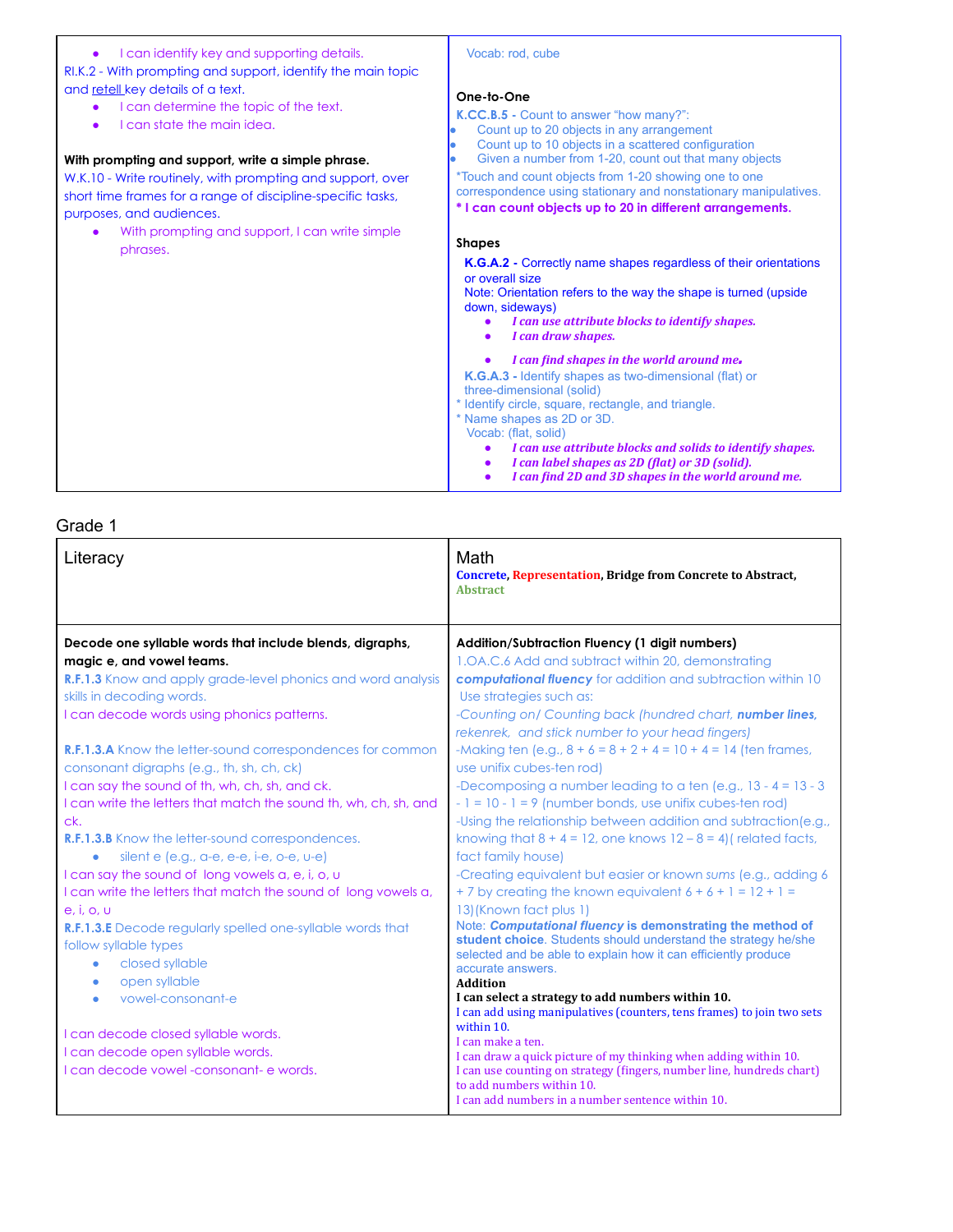| | |
|---|---|
| • I can identify key and supporting details.<br>RI.K.2 - With prompting and support, identify the main topic and retell key details of a text.<br>• I can determine the topic of the text.<br>• I can state the main idea.<br><br>**With prompting and support, write a simple phrase.**<br>W.K.10 - Write routinely, with prompting and support, over short time frames for a range of discipline-specific tasks, purposes, and audiences.<br>• With prompting and support, I can write simple phrases. | Vocab: rod, cube<br><br>**One-to-One**<br>**K.CC.B.5 -** Count to answer "how many?":<br>• Count up to 20 objects in any arrangement<br>• Count up to 10 objects in a scattered configuration<br>• Given a number from 1-20, count out that many objects<br>*Touch and count objects from 1-20 showing one to one correspondence using stationary and nonstationary manipulatives.<br>**\* I can count objects up to 20 in different arrangements.**<br><br>**Shapes**<br>**K.G.A.2 -** Correctly name shapes regardless of their orientations or overall size<br>Note: Orientation refers to the way the shape is turned (upside down, sideways)<br>• ***I can use attribute blocks to identify shapes.***<br>• ***I can draw shapes.***<br>• ***I can find shapes in the world around me.***<br>**K.G.A.3 -** Identify shapes as two-dimensional (flat) or three-dimensional (solid)<br>* Identify circle, square, rectangle, and triangle.<br>* Name shapes as 2D or 3D.<br>Vocab: (flat, solid)<br>• ***I can use attribute blocks and solids to identify shapes.***<br>• ***I can label shapes as 2D (flat) or 3D (solid).***<br>• ***I can find 2D and 3D shapes in the world around me.*** |

## Grade 1

| Literacy | Math<br>**Concrete, Representation, Bridge from Concrete to Abstract, Abstract** |
|---|---|
| **Decode one syllable words that include blends, digraphs, magic e, and vowel teams.**<br>**R.F.1.3** Know and apply grade-level phonics and word analysis skills in decoding words.<br>I can decode words using phonics patterns.<br><br>**R.F.1.3.A** Know the letter-sound correspondences for common consonant digraphs (e.g., th, sh, ch, ck)<br>I can say the sound of th, wh, ch, sh, and ck.<br>I can write the letters that match the sound th, wh, ch, sh, and ck.<br>**R.F.1.3.B** Know the letter-sound correspondences.<br>• silent e (e.g., a-e, e-e, i-e, o-e, u-e)<br>I can say the sound of long vowels a, e, i, o, u<br>I can write the letters that match the sound of long vowels a, e, i, o, u<br>**R.F.1.3.E** Decode regularly spelled one-syllable words that follow syllable types<br>• closed syllable<br>• open syllable<br>• vowel-consonant-e<br><br>I can decode closed syllable words.<br>I can decode open syllable words.<br>I can decode vowel -consonant- e words. | **Addition/Subtraction Fluency (1 digit numbers)**<br>1.OA.C.6 Add and subtract within 20, demonstrating ***computational fluency*** for addition and subtraction within 10<br>Use strategies such as:<br>*-Counting on/ Counting back (hundred chart, **number lines**, rekenrek, and stick number to your head fingers)*<br>-Making ten (e.g., 8 + 6 = 8 + 2 + 4 = 10 + 4 = 14 (ten frames, use unifix cubes-ten rod)<br>-Decomposing a number leading to a ten (e.g., 13 - 4 = 13 - 3 - 1 = 10 - 1 = 9 (number bonds, use unifix cubes-ten rod)<br>-Using the relationship between addition and subtraction(e.g., knowing that 8 + 4 = 12, one knows 12 – 8 = 4)( related facts, fact family house)<br>-Creating equivalent but easier or known *sums* (e.g., adding 6 + 7 by creating the known equivalent 6 + 6 + 1 = 12 + 1 = 13)(Known fact plus 1)<br>Note: ***Computational fluency*** **is demonstrating the method of student choice**. Students should understand the strategy he/she selected and be able to explain how it can efficiently produce accurate answers.<br>**Addition**<br>**I can select a strategy to add numbers within 10.**<br>I can add using manipulatives (counters, tens frames) to join two sets within 10.<br>I can make a ten.<br>I can draw a quick picture of my thinking when adding within 10.<br>I can use counting on strategy (fingers, number line, hundreds chart) to add numbers within 10.<br>I can add numbers in a number sentence within 10. |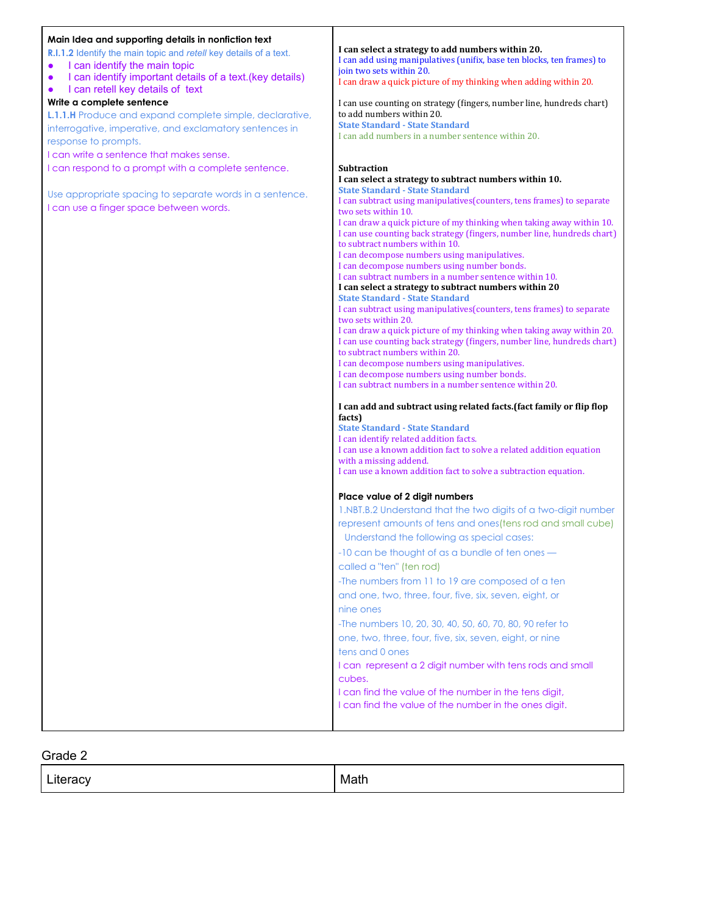| | |
|---|---|
| **Main Idea and supporting details in nonfiction text**<br>**R.I.1.2** Identify the main topic and *retell* key details of a text.<br>● I can identify the main topic<br>● I can identify important details of a text.(key details)<br>● I can retell key details of text<br>**Write a complete sentence**<br>**L.1.1.H** Produce and expand complete simple, declarative, interrogative, imperative, and exclamatory sentences in response to prompts.<br>I can write a sentence that makes sense.<br>I can respond to a prompt with a complete sentence.<br><br>Use appropriate spacing to separate words in a sentence.<br>I can use a finger space between words. | **I can select a strategy to add numbers within 20.**<br>I can add using manipulatives (unifix, base ten blocks, ten frames) to join two sets within 20.<br>I can draw a quick picture of my thinking when adding within 20.<br><br>I can use counting on strategy (fingers, number line, hundreds chart) to add numbers within 20.<br>**State Standard - State Standard**<br>I can add numbers in a number sentence within 20.<br><br>**Subtraction**<br>**I can select a strategy to subtract numbers within 10.**<br>**State Standard - State Standard**<br>I can subtract using manipulatives(counters, tens frames) to separate two sets within 10.<br>I can draw a quick picture of my thinking when taking away within 10.<br>I can use counting back strategy (fingers, number line, hundreds chart) to subtract numbers within 10.<br>I can decompose numbers using manipulatives.<br>I can decompose numbers using number bonds.<br>I can subtract numbers in a number sentence within 10.<br>**I can select a strategy to subtract numbers within 20**<br>**State Standard - State Standard**<br>I can subtract using manipulatives(counters, tens frames) to separate two sets within 20.<br>I can draw a quick picture of my thinking when taking away within 20.<br>I can use counting back strategy (fingers, number line, hundreds chart) to subtract numbers within 20.<br>I can decompose numbers using manipulatives.<br>I can decompose numbers using number bonds.<br>I can subtract numbers in a number sentence within 20.<br><br>**I can add and subtract using related facts.(fact family or flip flop facts)**<br>**State Standard - State Standard**<br>I can identify related addition facts.<br>I can use a known addition fact to solve a related addition equation with a missing addend.<br>I can use a known addition fact to solve a subtraction equation.<br><br>**Place value of 2 digit numbers**<br>1.NBT.B.2 Understand that the two digits of a two-digit number represent amounts of tens and ones(tens rod and small cube)<br>Understand the following as special cases:<br>-10 can be thought of as a bundle of ten ones — called a "ten" (ten rod)<br>-The numbers from 11 to 19 are composed of a ten and one, two, three, four, five, six, seven, eight, or nine ones<br>-The numbers 10, 20, 30, 40, 50, 60, 70, 80, 90 refer to one, two, three, four, five, six, seven, eight, or nine tens and 0 ones<br>I can represent a 2 digit number with tens rods and small cubes.<br>I can find the value of the number in the tens digit,<br>I can find the value of the number in the ones digit. |

Grade 2

| Literacy | Math |
|---|---|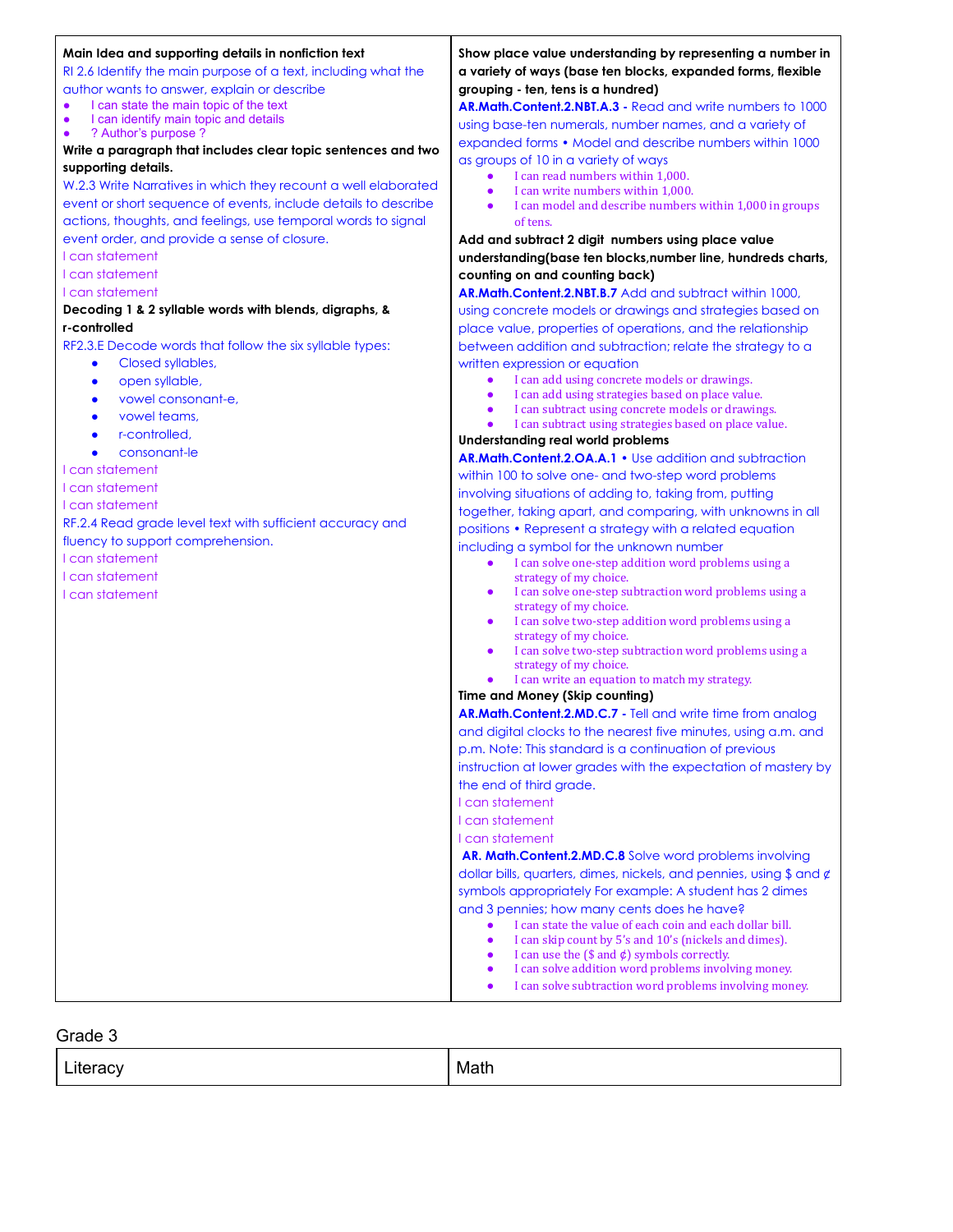| Literacy | Math |
|---|---|
| **Main Idea and supporting details in nonfiction text**<br>RI 2.6 Identify the main purpose of a text, including what the author wants to answer, explain or describe<br>● I can state the main topic of the text<br>● I can identify main topic and details<br>● ? Author's purpose ?<br>**Write a paragraph that includes clear topic sentences and two supporting details.**<br>W.2.3 Write Narratives in which they recount a well elaborated event or short sequence of events, include details to describe actions, thoughts, and feelings, use temporal words to signal event order, and provide a sense of closure.<br>I can statement<br>I can statement<br>I can statement<br>**Decoding 1 & 2 syllable words with blends, digraphs, & r-controlled**<br>RF2.3.E Decode words that follow the six syllable types:<br>● Closed syllables,<br>● open syllable,<br>● vowel consonant-e,<br>● vowel teams,<br>● r-controlled,<br>● consonant-le<br>I can statement<br>I can statement<br>I can statement<br>RF.2.4 Read grade level text with sufficient accuracy and fluency to support comprehension.<br>I can statement<br>I can statement<br>I can statement | **Show place value understanding by representing a number in a variety of ways (base ten blocks, expanded forms, flexible grouping - ten, tens is a hundred)**<br>**AR.Math.Content.2.NBT.A.3 -** Read and write numbers to 1000 using base-ten numerals, number names, and a variety of expanded forms • Model and describe numbers within 1000 as groups of 10 in a variety of ways<br>● I can read numbers within 1,000.<br>● I can write numbers within 1,000.<br>● I can model and describe numbers within 1,000 in groups of tens.<br>**Add and subtract 2 digit numbers using place value understanding(base ten blocks,number line, hundreds charts, counting on and counting back)**<br>**AR.Math.Content.2.NBT.B.7** Add and subtract within 1000, using concrete models or drawings and strategies based on place value, properties of operations, and the relationship between addition and subtraction; relate the strategy to a written expression or equation<br>● I can add using concrete models or drawings.<br>● I can add using strategies based on place value.<br>● I can subtract using concrete models or drawings.<br>● I can subtract using strategies based on place value.<br>**Understanding real world problems**<br>**AR.Math.Content.2.OA.A.1** • Use addition and subtraction within 100 to solve one- and two-step word problems involving situations of adding to, taking from, putting together, taking apart, and comparing, with unknowns in all positions • Represent a strategy with a related equation including a symbol for the unknown number<br>● I can solve one-step addition word problems using a strategy of my choice.<br>● I can solve one-step subtraction word problems using a strategy of my choice.<br>● I can solve two-step addition word problems using a strategy of my choice.<br>● I can solve two-step subtraction word problems using a strategy of my choice.<br>● I can write an equation to match my strategy.<br>**Time and Money (Skip counting)**<br>**AR.Math.Content.2.MD.C.7 -** Tell and write time from analog and digital clocks to the nearest five minutes, using a.m. and p.m. Note: This standard is a continuation of previous instruction at lower grades with the expectation of mastery by the end of third grade.<br>I can statement<br>I can statement<br>I can statement<br>**AR. Math.Content.2.MD.C.8** Solve word problems involving dollar bills, quarters, dimes, nickels, and pennies, using $ and ¢ symbols appropriately For example: A student has 2 dimes and 3 pennies; how many cents does he have?<br>● I can state the value of each coin and each dollar bill.<br>● I can skip count by 5's and 10's (nickels and dimes).<br>● I can use the ($ and ¢) symbols correctly.<br>● I can solve addition word problems involving money.<br>● I can solve subtraction word problems involving money. |

Grade 3

| Literacy | Math |
|---|---|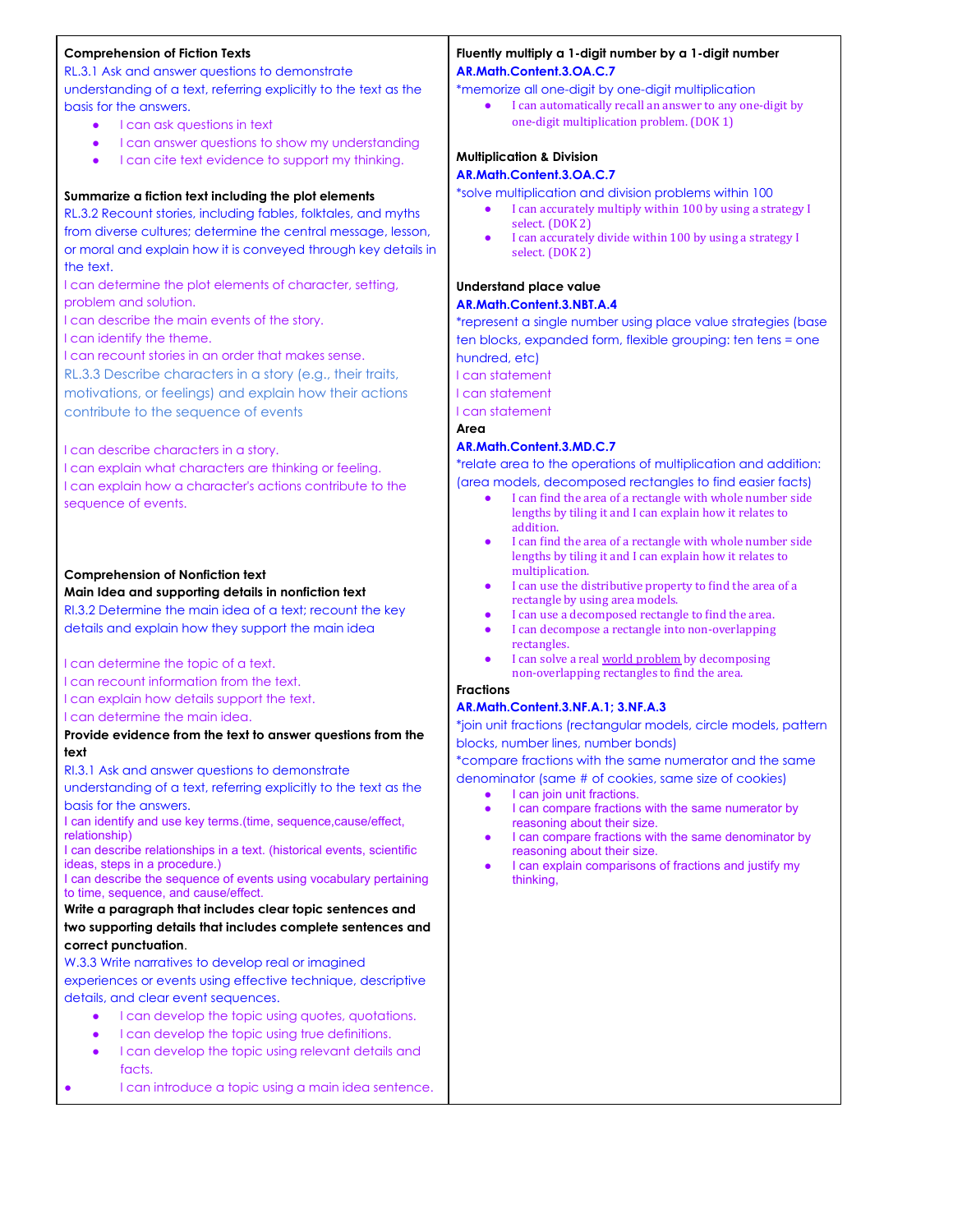**Comprehension of Fiction Texts**

RL.3.1 Ask and answer questions to demonstrate understanding of a text, referring explicitly to the text as the basis for the answers.

- I can ask questions in text
- I can answer questions to show my understanding
- I can cite text evidence to support my thinking.

**Summarize a fiction text including the plot elements**

RL.3.2 Recount stories, including fables, folktales, and myths from diverse cultures; determine the central message, lesson, or moral and explain how it is conveyed through key details in the text.

I can determine the plot elements of character, setting, problem and solution.

I can describe the main events of the story.

I can identify the theme.

I can recount stories in an order that makes sense.

RL.3.3 Describe characters in a story (e.g., their traits, motivations, or feelings) and explain how their actions contribute to the sequence of events

I can describe characters in a story.

I can explain what characters are thinking or feeling.

I can explain how a character's actions contribute to the sequence of events.

**Comprehension of Nonfiction text**

**Main Idea and supporting details in nonfiction text**

RI.3.2 Determine the main idea of a text; recount the key details and explain how they support the main idea

I can determine the topic of a text.

I can recount information from the text.

I can explain how details support the text.

I can determine the main idea.

**Provide evidence from the text to answer questions from the text**

RI.3.1 Ask and answer questions to demonstrate understanding of a text, referring explicitly to the text as the basis for the answers.

I can identify and use key terms.(time, sequence,cause/effect, relationship)

I can describe relationships in a text. (historical events, scientific ideas, steps in a procedure.)

I can describe the sequence of events using vocabulary pertaining to time, sequence, and cause/effect.

**Write a paragraph that includes clear topic sentences and two supporting details that includes complete sentences and correct punctuation**.

W.3.3 Write narratives to develop real or imagined experiences or events using effective technique, descriptive details, and clear event sequences.

- I can develop the topic using quotes, quotations.
- I can develop the topic using true definitions.
- I can develop the topic using relevant details and facts.
- I can introduce a topic using a main idea sentence.

**Fluently multiply a 1-digit number by a 1-digit number**

**AR.Math.Content.3.OA.C.7**

*memorize all one-digit by one-digit multiplication

- I can automatically recall an answer to any one-digit by one-digit multiplication problem. (DOK 1)

**Multiplication & Division**

**AR.Math.Content.3.OA.C.7**

*solve multiplication and division problems within 100

- I can accurately multiply within 100 by using a strategy I select. (DOK 2)
- I can accurately divide within 100 by using a strategy I select. (DOK 2)

**Understand place value**

**AR.Math.Content.3.NBT.A.4**

*represent a single number using place value strategies (base ten blocks, expanded form, flexible grouping: ten tens = one hundred, etc)

I can statement

I can statement

I can statement

**Area**

**AR.Math.Content.3.MD.C.7**

*relate area to the operations of multiplication and addition: (area models, decomposed rectangles to find easier facts)

- I can find the area of a rectangle with whole number side lengths by tiling it and I can explain how it relates to addition.
- I can find the area of a rectangle with whole number side lengths by tiling it and I can explain how it relates to multiplication.
- I can use the distributive property to find the area of a rectangle by using area models.
- I can use a decomposed rectangle to find the area.
- I can decompose a rectangle into non-overlapping rectangles.
- I can solve a real world problem by decomposing non-overlapping rectangles to find the area.

**Fractions**

**AR.Math.Content.3.NF.A.1; 3.NF.A.3**

*join unit fractions (rectangular models, circle models, pattern blocks, number lines, number bonds)

*compare fractions with the same numerator and the same denominator (same # of cookies, same size of cookies)

- I can join unit fractions.
- I can compare fractions with the same numerator by reasoning about their size.
- I can compare fractions with the same denominator by reasoning about their size.
- I can explain comparisons of fractions and justify my thinking,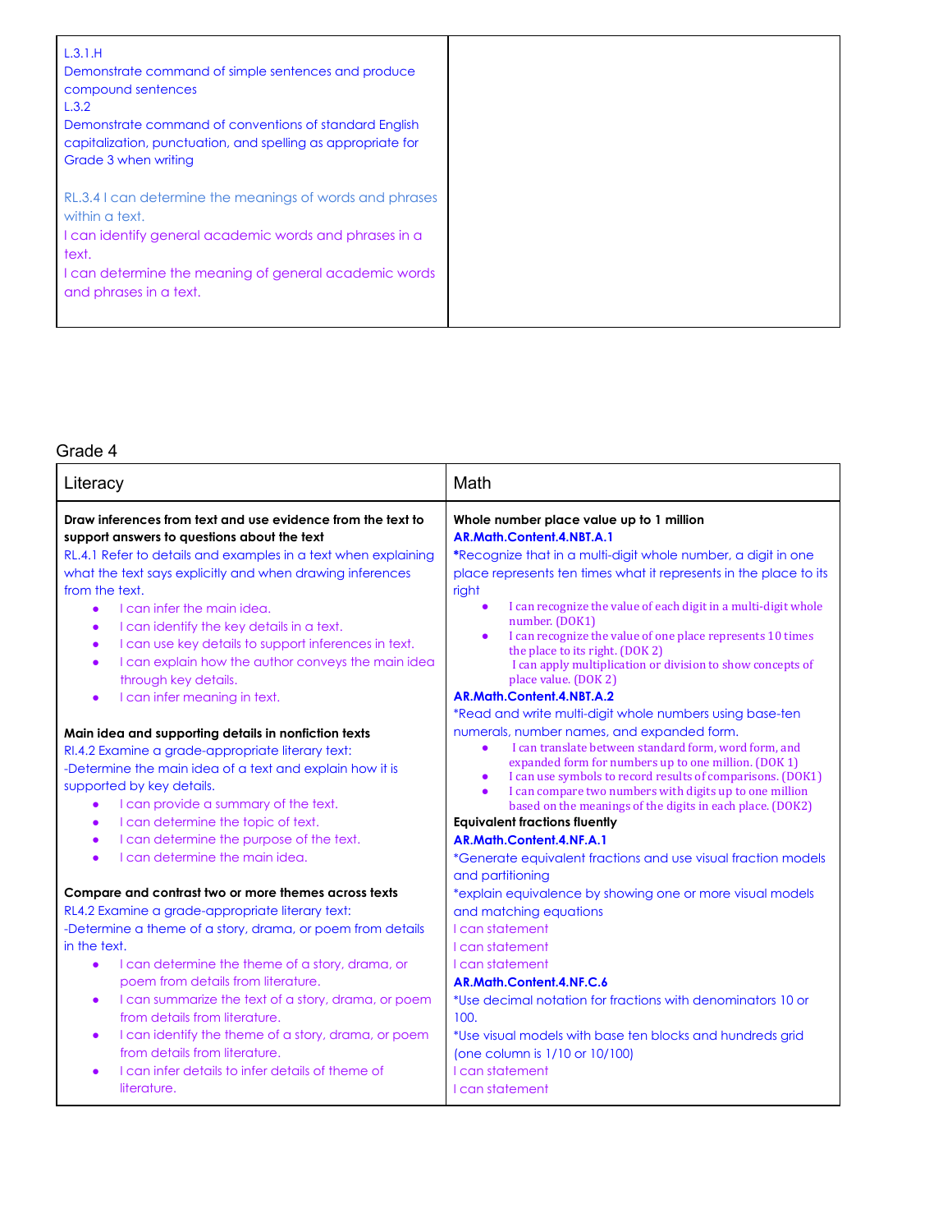| | |
|---|---|
| L.3.1.H<br>Demonstrate command of simple sentences and produce compound sentences<br>L.3.2<br>Demonstrate command of conventions of standard English capitalization, punctuation, and spelling as appropriate for Grade 3 when writing<br><br>RL.3.4 I can determine the meanings of words and phrases within a text.<br>I can identify general academic words and phrases in a text.<br>I can determine the meaning of general academic words and phrases in a text. | |

Grade 4

| Literacy | Math |
|---|---|
| **Draw inferences from text and use evidence from the text to support answers to questions about the text**<br>RL.4.1 Refer to details and examples in a text when explaining what the text says explicitly and when drawing inferences from the text.<br>• I can infer the main idea.<br>• I can identify the key details in a text.<br>• I can use key details to support inferences in text.<br>• I can explain how the author conveys the main idea through key details.<br>• I can infer meaning in text.<br><br>**Main idea and supporting details in nonfiction texts**<br>RI.4.2 Examine a grade-appropriate literary text:<br>-Determine the main idea of a text and explain how it is supported by key details.<br>• I can provide a summary of the text.<br>• I can determine the topic of text.<br>• I can determine the purpose of the text.<br>• I can determine the main idea.<br><br>**Compare and contrast two or more themes across texts**<br>RL4.2 Examine a grade-appropriate literary text:<br>-Determine a theme of a story, drama, or poem from details in the text.<br>• I can determine the theme of a story, drama, or poem from details from literature.<br>• I can summarize the text of a story, drama, or poem from details from literature.<br>• I can identify the theme of a story, drama, or poem from details from literature.<br>• I can infer details to infer details of theme of literature. | **Whole number place value up to 1 million**<br>**AR.Math.Content.4.NBT.A.1**<br>*Recognize that in a multi-digit whole number, a digit in one place represents ten times what it represents in the place to its right<br>• I can recognize the value of each digit in a multi-digit whole number. (DOK1)<br>• I can recognize the value of one place represents 10 times the place to its right. (DOK 2)<br>I can apply multiplication or division to show concepts of place value. (DOK 2)<br>**AR.Math.Content.4.NBT.A.2**<br>*Read and write multi-digit whole numbers using base-ten numerals, number names, and expanded form.<br>• I can translate between standard form, word form, and expanded form for numbers up to one million. (DOK 1)<br>• I can use symbols to record results of comparisons. (DOK1)<br>• I can compare two numbers with digits up to one million based on the meanings of the digits in each place. (DOK2)<br>**Equivalent fractions fluently**<br>**AR.Math.Content.4.NF.A.1**<br>*Generate equivalent fractions and use visual fraction models and partitioning<br>*explain equivalence by showing one or more visual models and matching equations<br>I can statement<br>I can statement<br>I can statement<br>**AR.Math.Content.4.NF.C.6**<br>*Use decimal notation for fractions with denominators 10 or 100.<br>*Use visual models with base ten blocks and hundreds grid (one column is 1/10 or 10/100)<br>I can statement<br>I can statement |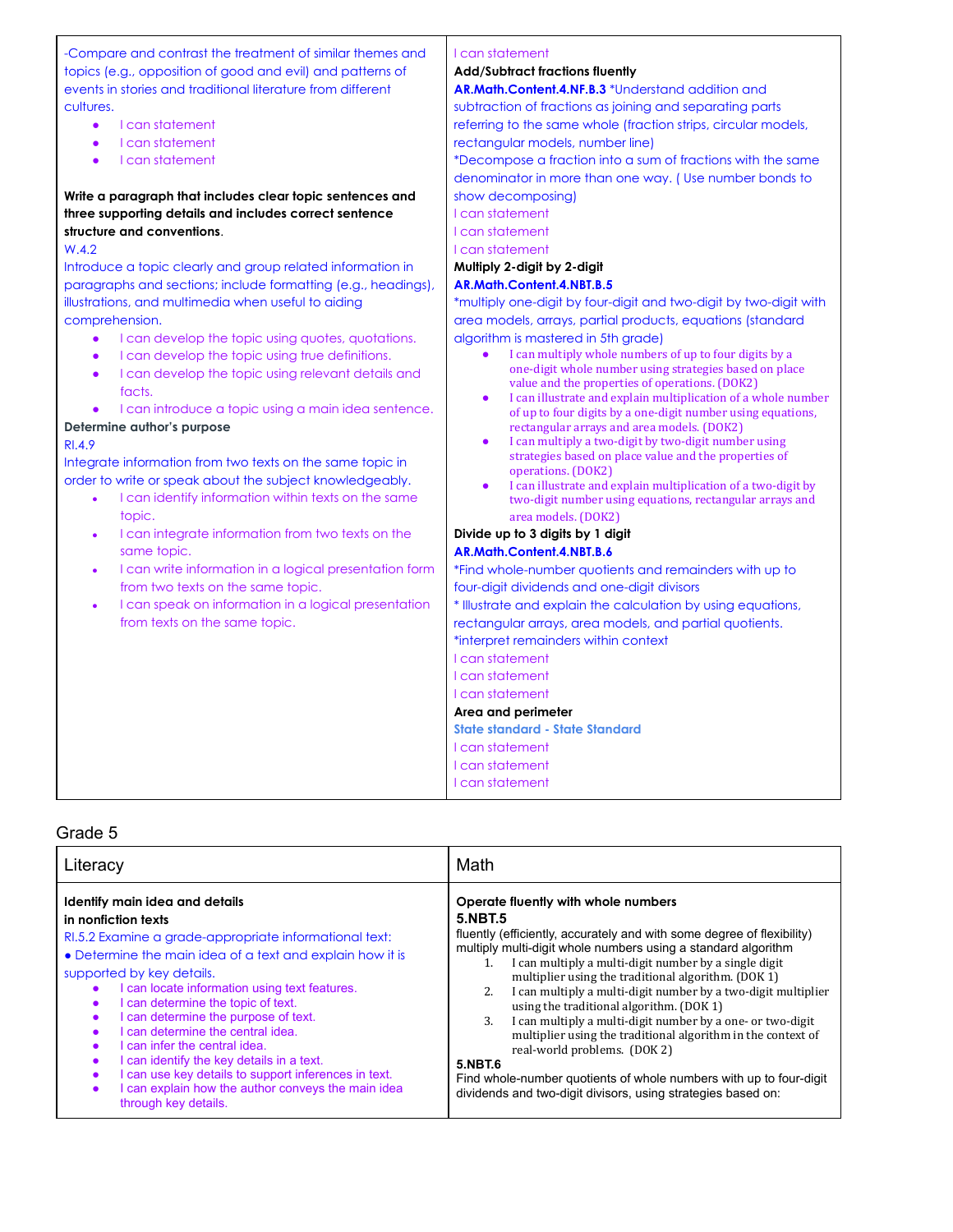| | |
|---|---|
| -Compare and contrast the treatment of similar themes and topics (e.g., opposition of good and evil) and patterns of events in stories and traditional literature from different cultures.<br>• I can statement<br>• I can statement<br>• I can statement<br><br>**Write a paragraph that includes clear topic sentences and three supporting details and includes correct sentence structure and conventions**.<br>W.4.2<br>Introduce a topic clearly and group related information in paragraphs and sections; include formatting (e.g., headings), illustrations, and multimedia when useful to aiding comprehension.<br>• I can develop the topic using quotes, quotations.<br>• I can develop the topic using true definitions.<br>• I can develop the topic using relevant details and facts.<br>• I can introduce a topic using a main idea sentence.<br>**Determine author's purpose**<br>RI.4.9<br>Integrate information from two texts on the same topic in order to write or speak about the subject knowledgeably.<br>• I can identify information within texts on the same topic.<br>• I can integrate information from two texts on the same topic.<br>• I can write information in a logical presentation form from two texts on the same topic.<br>• I can speak on information in a logical presentation from texts on the same topic. | I can statement<br>**Add/Subtract fractions fluently**<br>**AR.Math.Content.4.NF.B.3** *Understand addition and subtraction of fractions as joining and separating parts referring to the same whole (fraction strips, circular models, rectangular models, number line)<br>*Decompose a fraction into a sum of fractions with the same denominator in more than one way. ( Use number bonds to show decomposing)<br>I can statement<br>I can statement<br>I can statement<br>**Multiply 2-digit by 2-digit**<br>**AR.Math.Content.4.NBT.B.5**<br>*multiply one-digit by four-digit and two-digit by two-digit with area models, arrays, partial products, equations (standard algorithm is mastered in 5th grade)<br>• I can multiply whole numbers of up to four digits by a one-digit whole number using strategies based on place value and the properties of operations. (DOK2)<br>• I can illustrate and explain multiplication of a whole number of up to four digits by a one-digit number using equations, rectangular arrays and area models. (DOK2)<br>• I can multiply a two-digit by two-digit number using strategies based on place value and the properties of operations. (DOK2)<br>• I can illustrate and explain multiplication of a two-digit by two-digit number using equations, rectangular arrays and area models. (DOK2)<br>**Divide up to 3 digits by 1 digit**<br>**AR.Math.Content.4.NBT.B.6**<br>*Find whole-number quotients and remainders with up to four-digit dividends and one-digit divisors<br>* Illustrate and explain the calculation by using equations, rectangular arrays, area models, and partial quotients.<br>*interpret remainders within context<br>I can statement<br>I can statement<br>I can statement<br>**Area and perimeter**<br>**State standard - State Standard**<br>I can statement<br>I can statement<br>I can statement |

## Grade 5

| Literacy | Math |
|---|---|
| **Identify main idea and details in nonfiction texts**<br>RI.5.2 Examine a grade-appropriate informational text:<br>• Determine the main idea of a text and explain how it is supported by key details.<br>• I can locate information using text features.<br>• I can determine the topic of text.<br>• I can determine the purpose of text.<br>• I can determine the central idea.<br>• I can infer the central idea.<br>• I can identify the key details in a text.<br>• I can use key details to support inferences in text.<br>• I can explain how the author conveys the main idea through key details. | **Operate fluently with whole numbers**<br>**5.NBT.5**<br>fluently (efficiently, accurately and with some degree of flexibility) multiply multi-digit whole numbers using a standard algorithm<br>1. I can multiply a multi-digit number by a single digit multiplier using the traditional algorithm. (DOK 1)<br>2. I can multiply a multi-digit number by a two-digit multiplier using the traditional algorithm. (DOK 1)<br>3. I can multiply a multi-digit number by a one- or two-digit multiplier using the traditional algorithm in the context of real-world problems. (DOK 2)<br>**5.NBT.6**<br>Find whole-number quotients of whole numbers with up to four-digit dividends and two-digit divisors, using strategies based on: |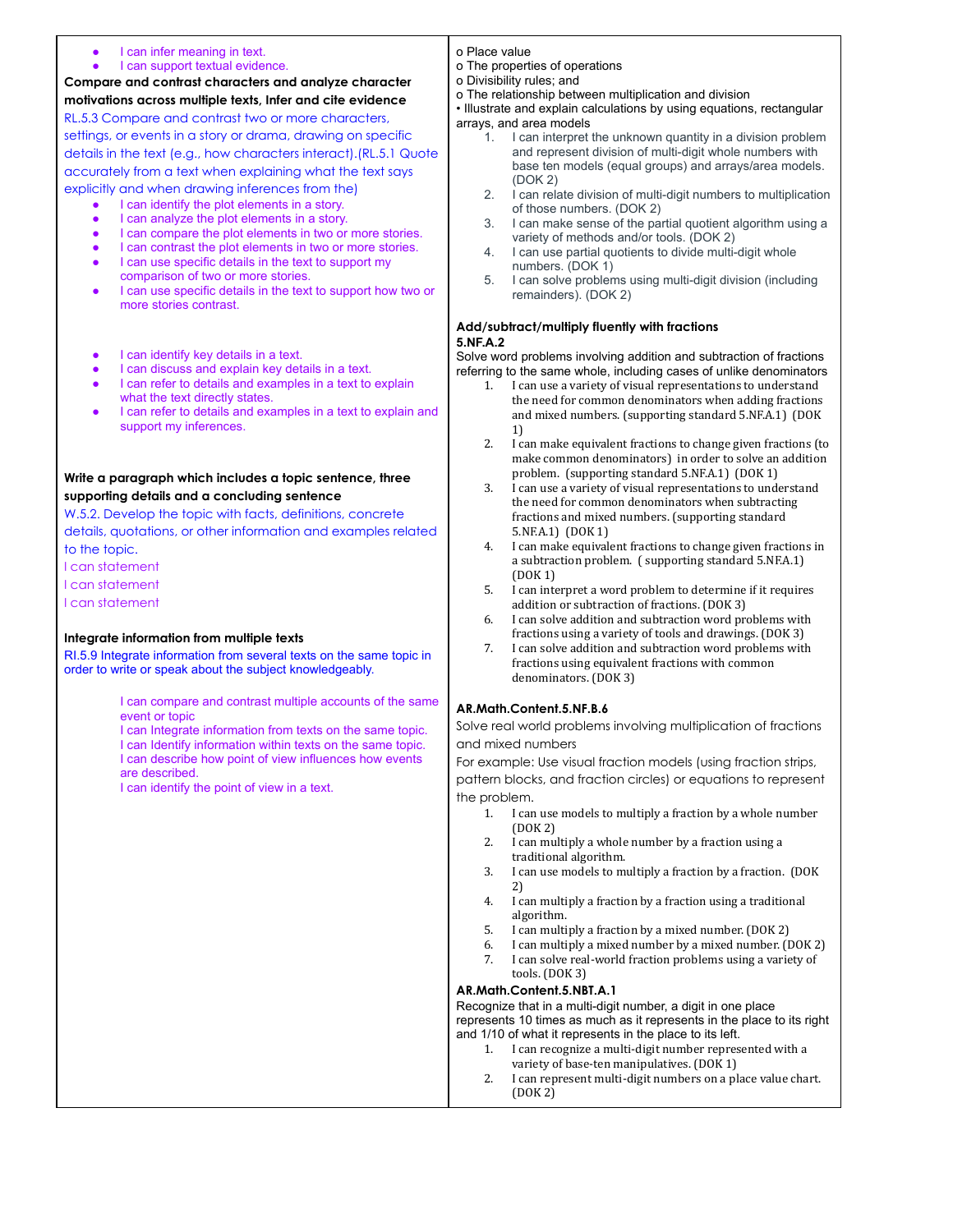- I can infer meaning in text.
- I can support textual evidence.

**Compare and contrast characters and analyze character motivations across multiple texts, Infer and cite evidence**

RL.5.3 Compare and contrast two or more characters, settings, or events in a story or drama, drawing on specific details in the text (e.g., how characters interact).(RL.5.1 Quote accurately from a text when explaining what the text says explicitly and when drawing inferences from the)

- I can identify the plot elements in a story.
- I can analyze the plot elements in a story.
- I can compare the plot elements in two or more stories.
- I can contrast the plot elements in two or more stories.
- I can use specific details in the text to support my comparison of two or more stories.
- I can use specific details in the text to support how two or more stories contrast.

- I can identify key details in a text.
- I can discuss and explain key details in a text.
- I can refer to details and examples in a text to explain what the text directly states.
- I can refer to details and examples in a text to explain and support my inferences.

**Write a paragraph which includes a topic sentence, three supporting details and a concluding sentence**

W.5.2. Develop the topic with facts, definitions, concrete details, quotations, or other information and examples related to the topic.

I can statement

I can statement

I can statement

**Integrate information from multiple texts**

RI.5.9 Integrate information from several texts on the same topic in order to write or speak about the subject knowledgeably.

I can compare and contrast multiple accounts of the same event or topic

I can Integrate information from texts on the same topic.

I can Identify information within texts on the same topic.

I can describe how point of view influences how events are described.

I can identify the point of view in a text.

o Place value

o The properties of operations

o Divisibility rules; and

o The relationship between multiplication and division

• Illustrate and explain calculations by using equations, rectangular arrays, and area models

1. I can interpret the unknown quantity in a division problem and represent division of multi-digit whole numbers with base ten models (equal groups) and arrays/area models. (DOK 2)
2. I can relate division of multi-digit numbers to multiplication of those numbers. (DOK 2)
3. I can make sense of the partial quotient algorithm using a variety of methods and/or tools. (DOK 2)
4. I can use partial quotients to divide multi-digit whole numbers. (DOK 1)
5. I can solve problems using multi-digit division (including remainders). (DOK 2)

**Add/subtract/multiply fluently with fractions**

**5.NF.A.2**

Solve word problems involving addition and subtraction of fractions referring to the same whole, including cases of unlike denominators

1. I can use a variety of visual representations to understand the need for common denominators when adding fractions and mixed numbers. (supporting standard 5.NF.A.1) (DOK 1)
2. I can make equivalent fractions to change given fractions (to make common denominators) in order to solve an addition problem. (supporting standard 5.NF.A.1) (DOK 1)
3. I can use a variety of visual representations to understand the need for common denominators when subtracting fractions and mixed numbers. (supporting standard 5.NF.A.1) (DOK 1)
4. I can make equivalent fractions to change given fractions in a subtraction problem. ( supporting standard 5.NF.A.1) (DOK 1)
5. I can interpret a word problem to determine if it requires addition or subtraction of fractions. (DOK 3)
6. I can solve addition and subtraction word problems with fractions using a variety of tools and drawings. (DOK 3)
7. I can solve addition and subtraction word problems with fractions using equivalent fractions with common denominators. (DOK 3)

**AR.Math.Content.5.NF.B.6**

Solve real world problems involving multiplication of fractions and mixed numbers

For example: Use visual fraction models (using fraction strips, pattern blocks, and fraction circles) or equations to represent the problem.

1. I can use models to multiply a fraction by a whole number (DOK 2)
2. I can multiply a whole number by a fraction using a traditional algorithm.
3. I can use models to multiply a fraction by a fraction. (DOK 2)
4. I can multiply a fraction by a fraction using a traditional algorithm.
5. I can multiply a fraction by a mixed number. (DOK 2)
6. I can multiply a mixed number by a mixed number. (DOK 2)
7. I can solve real-world fraction problems using a variety of tools. (DOK 3)

**AR.Math.Content.5.NBT.A.1**

Recognize that in a multi-digit number, a digit in one place represents 10 times as much as it represents in the place to its right and 1/10 of what it represents in the place to its left.

1. I can recognize a multi-digit number represented with a variety of base-ten manipulatives. (DOK 1)
2. I can represent multi-digit numbers on a place value chart. (DOK 2)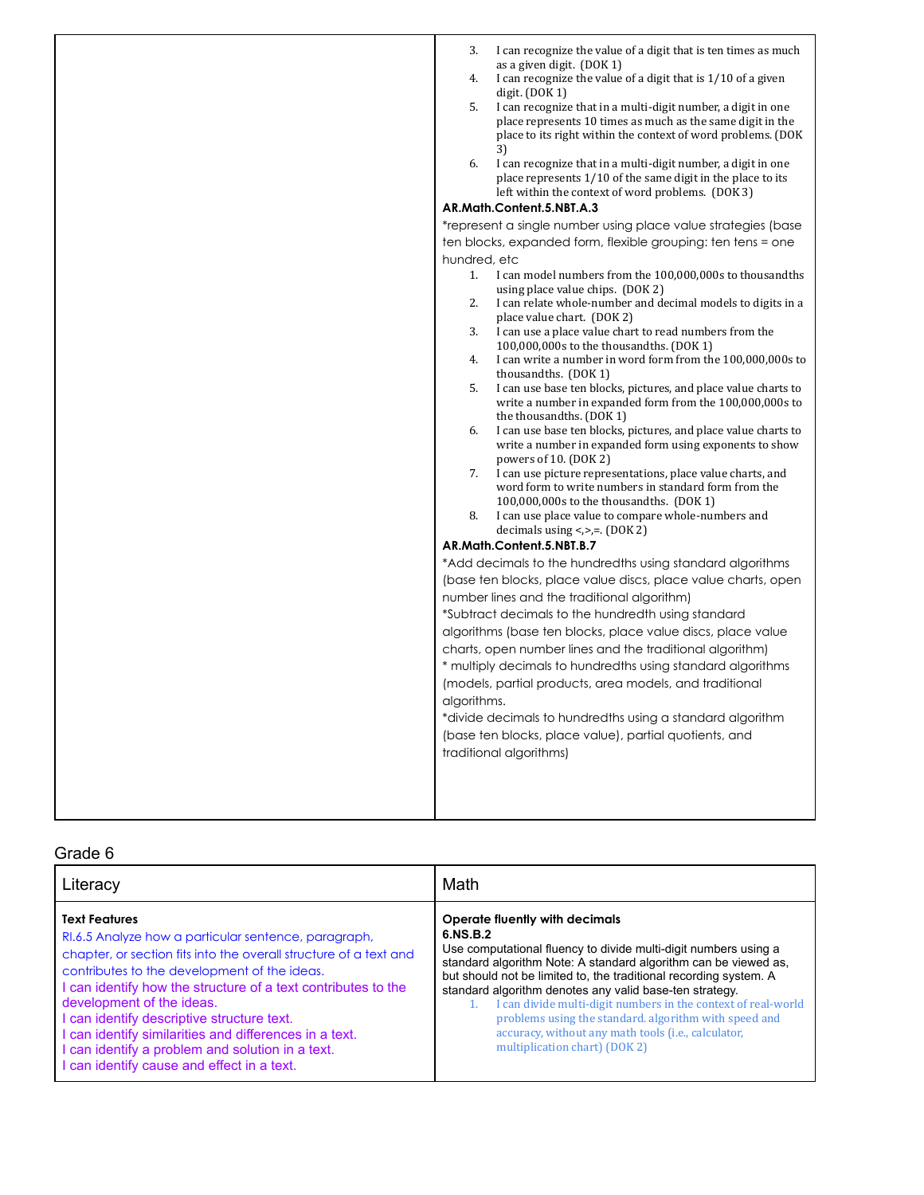| | |
|---|---|
| | 3. I can recognize the value of a digit that is ten times as much as a given digit. (DOK 1)<br>4. I can recognize the value of a digit that is 1/10 of a given digit. (DOK 1)<br>5. I can recognize that in a multi-digit number, a digit in one place represents 10 times as much as the same digit in the place to its right within the context of word problems. (DOK 3)<br>6. I can recognize that in a multi-digit number, a digit in one place represents 1/10 of the same digit in the place to its left within the context of word problems. (DOK 3)<br>**AR.Math.Content.5.NBT.A.3**<br>*represent a single number using place value strategies (base ten blocks, expanded form, flexible grouping: ten tens = one hundred, etc<br>1. I can model numbers from the 100,000,000s to thousandths using place value chips. (DOK 2)<br>2. I can relate whole-number and decimal models to digits in a place value chart. (DOK 2)<br>3. I can use a place value chart to read numbers from the 100,000,000s to the thousandths. (DOK 1)<br>4. I can write a number in word form from the 100,000,000s to thousandths. (DOK 1)<br>5. I can use base ten blocks, pictures, and place value charts to write a number in expanded form from the 100,000,000s to the thousandths. (DOK 1)<br>6. I can use base ten blocks, pictures, and place value charts to write a number in expanded form using exponents to show powers of 10. (DOK 2)<br>7. I can use picture representations, place value charts, and word form to write numbers in standard form from the 100,000,000s to the thousandths. (DOK 1)<br>8. I can use place value to compare whole-numbers and decimals using <,>,=. (DOK 2)<br>**AR.Math.Content.5.NBT.B.7**<br>*Add decimals to the hundredths using standard algorithms (base ten blocks, place value discs, place value charts, open number lines and the traditional algorithm)<br>*Subtract decimals to the hundredth using standard algorithms (base ten blocks, place value discs, place value charts, open number lines and the traditional algorithm)<br>* multiply decimals to hundredths using standard algorithms (models, partial products, area models, and traditional algorithms.<br>*divide decimals to hundredths using a standard algorithm (base ten blocks, place value), partial quotients, and traditional algorithms) |

## Grade 6

| Literacy | Math |
|---|---|
| **Text Features**<br>RI.6.5 Analyze how a particular sentence, paragraph, chapter, or section fits into the overall structure of a text and contributes to the development of the ideas.<br>I can identify how the structure of a text contributes to the development of the ideas.<br>I can identify descriptive structure text.<br>I can identify similarities and differences in a text.<br>I can identify a problem and solution in a text.<br>I can identify cause and effect in a text. | **Operate fluently with decimals**<br>**6.NS.B.2**<br>Use computational fluency to divide multi-digit numbers using a standard algorithm Note: A standard algorithm can be viewed as, but should not be limited to, the traditional recording system. A standard algorithm denotes any valid base-ten strategy.<br>1. I can divide multi-digit numbers in the context of real-world problems using the standard. algorithm with speed and accuracy, without any math tools (i.e., calculator, multiplication chart) (DOK 2) |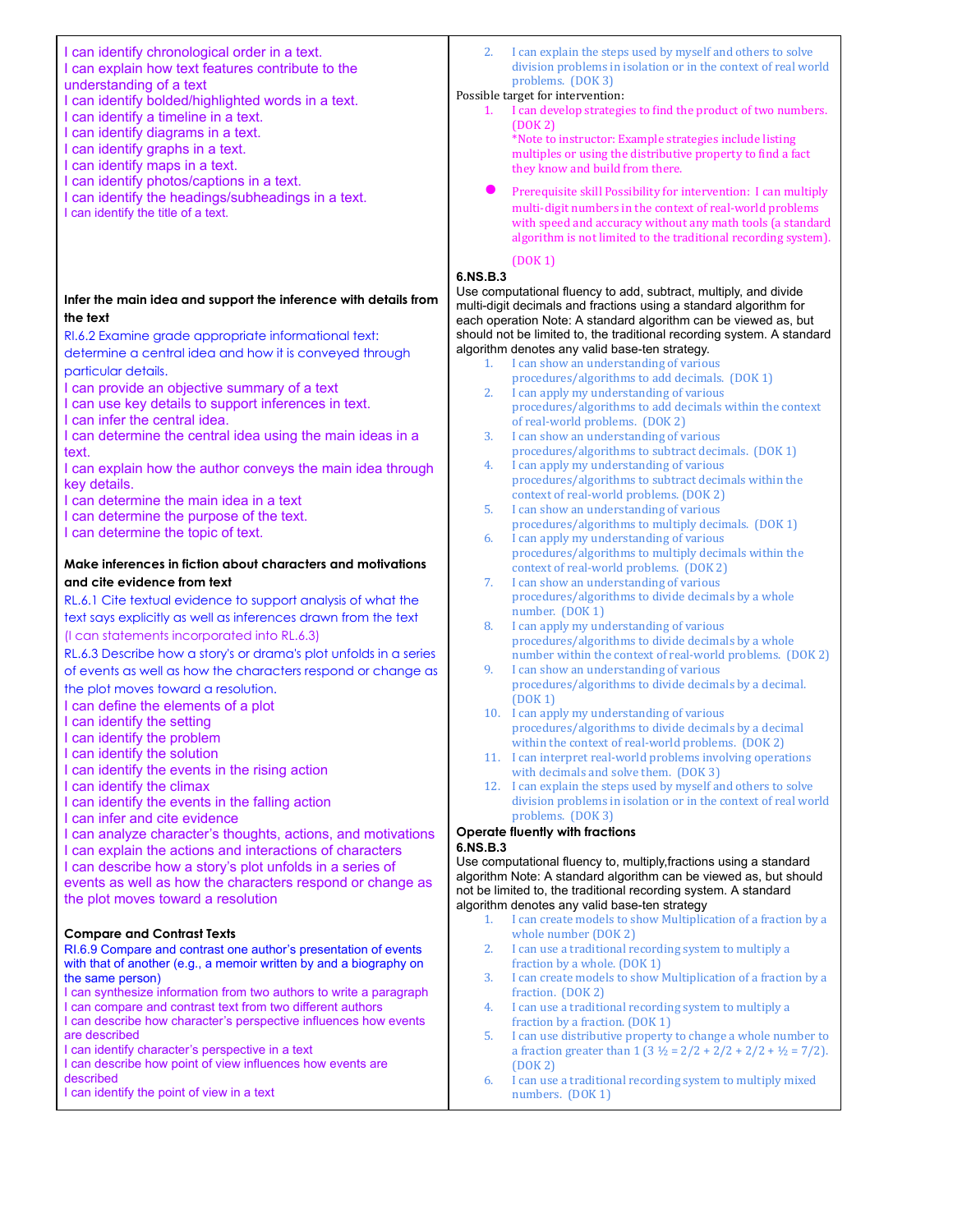I can identify chronological order in a text.
I can explain how text features contribute to the understanding of a text
I can identify bolded/highlighted words in a text.
I can identify a timeline in a text.
I can identify diagrams in a text.
I can identify graphs in a text.
I can identify maps in a text.
I can identify photos/captions in a text.
I can identify the headings/subheadings in a text.
I can identify the title of a text.

**Infer the main idea and support the inference with details from the text**

RI.6.2 Examine grade appropriate informational text: determine a central idea and how it is conveyed through particular details.
I can provide an objective summary of a text
I can use key details to support inferences in text.
I can infer the central idea.
I can determine the central idea using the main ideas in a text.
I can explain how the author conveys the main idea through key details.
I can determine the main idea in a text
I can determine the purpose of the text.
I can determine the topic of text.

**Make inferences in fiction about characters and motivations and cite evidence from text**

RL.6.1 Cite textual evidence to support analysis of what the text says explicitly as well as inferences drawn from the text
(I can statements incorporated into RL.6.3)
RL.6.3 Describe how a story's or drama's plot unfolds in a series of events as well as how the characters respond or change as the plot moves toward a resolution.
I can define the elements of a plot
I can identify the setting
I can identify the problem
I can identify the solution
I can identify the events in the rising action
I can identify the climax
I can identify the events in the falling action
I can infer and cite evidence
I can analyze character's thoughts, actions, and motivations
I can explain the actions and interactions of characters
I can describe how a story's plot unfolds in a series of events as well as how the characters respond or change as the plot moves toward a resolution

**Compare and Contrast Texts**

RI.6.9 Compare and contrast one author's presentation of events with that of another (e.g., a memoir written by and a biography on the same person)
I can synthesize information from two authors to write a paragraph
I can compare and contrast text from two different authors
I can describe how character's perspective influences how events are described
I can identify character's perspective in a text
I can describe how point of view influences how events are described
I can identify the point of view in a text

2. I can explain the steps used by myself and others to solve division problems in isolation or in the context of real world problems. (DOK 3)

Possible target for intervention:

1. I can develop strategies to find the product of two numbers. (DOK 2)
*Note to instructor: Example strategies include listing multiples or using the distributive property to find a fact they know and build from there.

- Prerequisite skill Possibility for intervention: I can multiply multi-digit numbers in the context of real-world problems with speed and accuracy without any math tools (a standard algorithm is not limited to the traditional recording system). (DOK 1)

**6.NS.B.3**
Use computational fluency to add, subtract, multiply, and divide multi-digit decimals and fractions using a standard algorithm for each operation Note: A standard algorithm can be viewed as, but should not be limited to, the traditional recording system. A standard algorithm denotes any valid base-ten strategy.

1. I can show an understanding of various procedures/algorithms to add decimals. (DOK 1)
2. I can apply my understanding of various procedures/algorithms to add decimals within the context of real-world problems. (DOK 2)
3. I can show an understanding of various procedures/algorithms to subtract decimals. (DOK 1)
4. I can apply my understanding of various procedures/algorithms to subtract decimals within the context of real-world problems. (DOK 2)
5. I can show an understanding of various procedures/algorithms to multiply decimals. (DOK 1)
6. I can apply my understanding of various procedures/algorithms to multiply decimals within the context of real-world problems. (DOK 2)
7. I can show an understanding of various procedures/algorithms to divide decimals by a whole number. (DOK 1)
8. I can apply my understanding of various procedures/algorithms to divide decimals by a whole number within the context of real-world problems. (DOK 2)
9. I can show an understanding of various procedures/algorithms to divide decimals by a decimal. (DOK 1)
10. I can apply my understanding of various procedures/algorithms to divide decimals by a decimal within the context of real-world problems. (DOK 2)
11. I can interpret real-world problems involving operations with decimals and solve them. (DOK 3)
12. I can explain the steps used by myself and others to solve division problems in isolation or in the context of real world problems. (DOK 3)

**Operate fluently with fractions**

**6.NS.B.3**
Use computational fluency to, multiply,fractions using a standard algorithm Note: A standard algorithm can be viewed as, but should not be limited to, the traditional recording system. A standard algorithm denotes any valid base-ten strategy

1. I can create models to show Multiplication of a fraction by a whole number (DOK 2)
2. I can use a traditional recording system to multiply a fraction by a whole. (DOK 1)
3. I can create models to show Multiplication of a fraction by a fraction. (DOK 2)
4. I can use a traditional recording system to multiply a fraction by a fraction. (DOK 1)
5. I can use distributive property to change a whole number to a fraction greater than 1 ($3 \frac{1}{2} = 2/2 + 2/2 + 2/2 + \frac{1}{2} = 7/2$). (DOK 2)
6. I can use a traditional recording system to multiply mixed numbers. (DOK 1)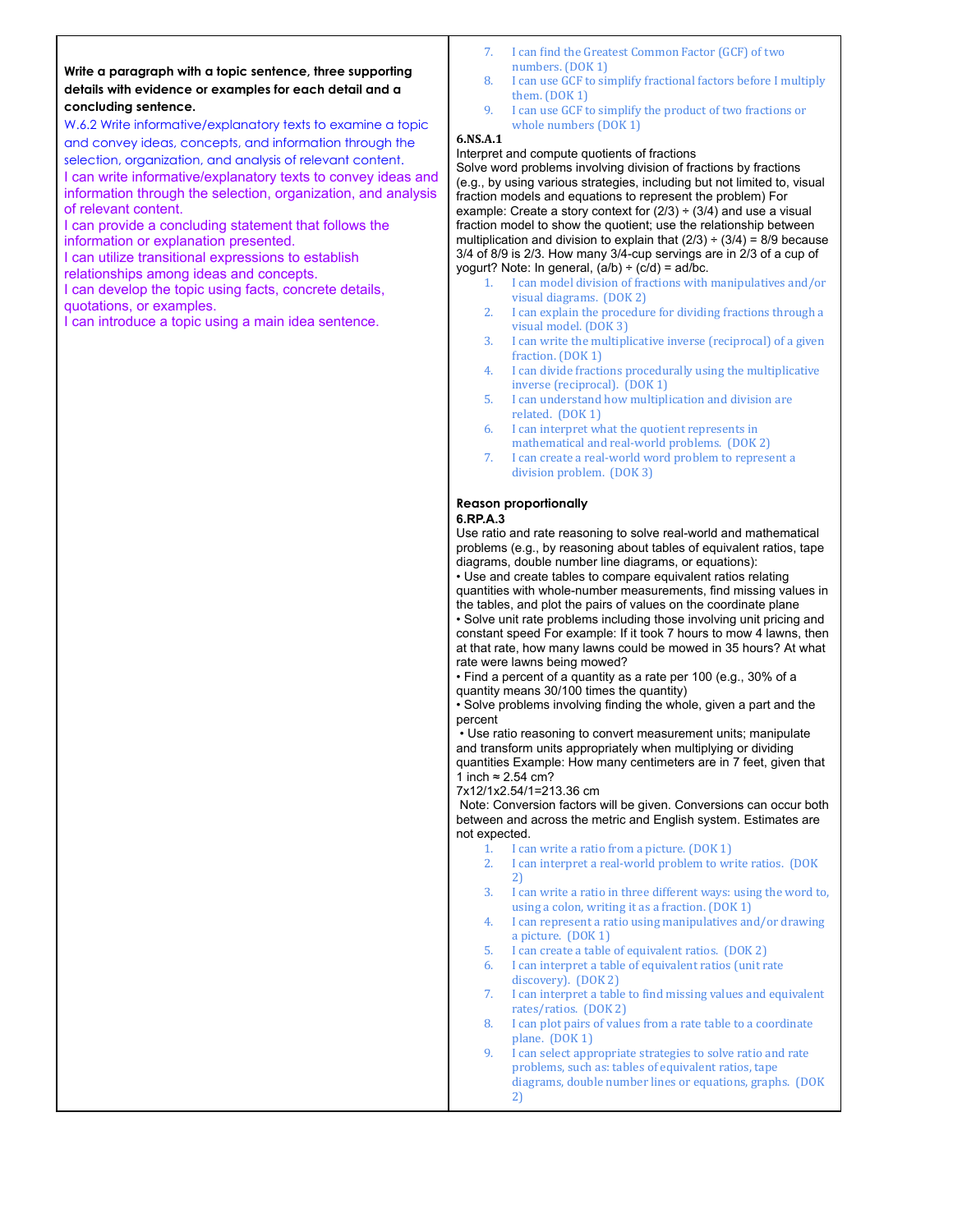| | |
|---|---|
| **Write a paragraph with a topic sentence, three supporting details with evidence or examples for each detail and a concluding sentence.**<br>W.6.2 Write informative/explanatory texts to examine a topic and convey ideas, concepts, and information through the selection, organization, and analysis of relevant content.<br>I can write informative/explanatory texts to convey ideas and information through the selection, organization, and analysis of relevant content.<br>I can provide a concluding statement that follows the information or explanation presented.<br>I can utilize transitional expressions to establish relationships among ideas and concepts.<br>I can develop the topic using facts, concrete details, quotations, or examples.<br>I can introduce a topic using a main idea sentence. | 7. I can find the Greatest Common Factor (GCF) of two numbers. (DOK 1)<br>8. I can use GCF to simplify fractional factors before I multiply them. (DOK 1)<br>9. I can use GCF to simplify the product of two fractions or whole numbers (DOK 1)<br>**6.NS.A.1**<br>Interpret and compute quotients of fractions<br>Solve word problems involving division of fractions by fractions (e.g., by using various strategies, including but not limited to, visual fraction models and equations to represent the problem) For example: Create a story context for (2/3) ÷ (3/4) and use a visual fraction model to show the quotient; use the relationship between multiplication and division to explain that (2/3) ÷ (3/4) = 8/9 because 3/4 of 8/9 is 2/3. How many 3/4-cup servings are in 2/3 of a cup of yogurt? Note: In general, (a/b) ÷ (c/d) = ad/bc.<br>1. I can model division of fractions with manipulatives and/or visual diagrams. (DOK 2)<br>2. I can explain the procedure for dividing fractions through a visual model. (DOK 3)<br>3. I can write the multiplicative inverse (reciprocal) of a given fraction. (DOK 1)<br>4. I can divide fractions procedurally using the multiplicative inverse (reciprocal). (DOK 1)<br>5. I can understand how multiplication and division are related. (DOK 1)<br>6. I can interpret what the quotient represents in mathematical and real-world problems. (DOK 2)<br>7. I can create a real-world word problem to represent a division problem. (DOK 3)<br><br>**Reason proportionally**<br>**6.RP.A.3**<br>Use ratio and rate reasoning to solve real-world and mathematical problems (e.g., by reasoning about tables of equivalent ratios, tape diagrams, double number line diagrams, or equations):<br>• Use and create tables to compare equivalent ratios relating quantities with whole-number measurements, find missing values in the tables, and plot the pairs of values on the coordinate plane<br>• Solve unit rate problems including those involving unit pricing and constant speed For example: If it took 7 hours to mow 4 lawns, then at that rate, how many lawns could be mowed in 35 hours? At what rate were lawns being mowed?<br>• Find a percent of a quantity as a rate per 100 (e.g., 30% of a quantity means 30/100 times the quantity)<br>• Solve problems involving finding the whole, given a part and the percent<br>• Use ratio reasoning to convert measurement units; manipulate and transform units appropriately when multiplying or dividing quantities Example: How many centimeters are in 7 feet, given that 1 inch ≈ 2.54 cm?<br>7x12/1x2.54/1=213.36 cm<br>Note: Conversion factors will be given. Conversions can occur both between and across the metric and English system. Estimates are not expected.<br>1. I can write a ratio from a picture. (DOK 1)<br>2. I can interpret a real-world problem to write ratios. (DOK 2)<br>3. I can write a ratio in three different ways: using the word to, using a colon, writing it as a fraction. (DOK 1)<br>4. I can represent a ratio using manipulatives and/or drawing a picture. (DOK 1)<br>5. I can create a table of equivalent ratios. (DOK 2)<br>6. I can interpret a table of equivalent ratios (unit rate discovery). (DOK 2)<br>7. I can interpret a table to find missing values and equivalent rates/ratios. (DOK 2)<br>8. I can plot pairs of values from a rate table to a coordinate plane. (DOK 1)<br>9. I can select appropriate strategies to solve ratio and rate problems, such as: tables of equivalent ratios, tape diagrams, double number lines or equations, graphs. (DOK 2) |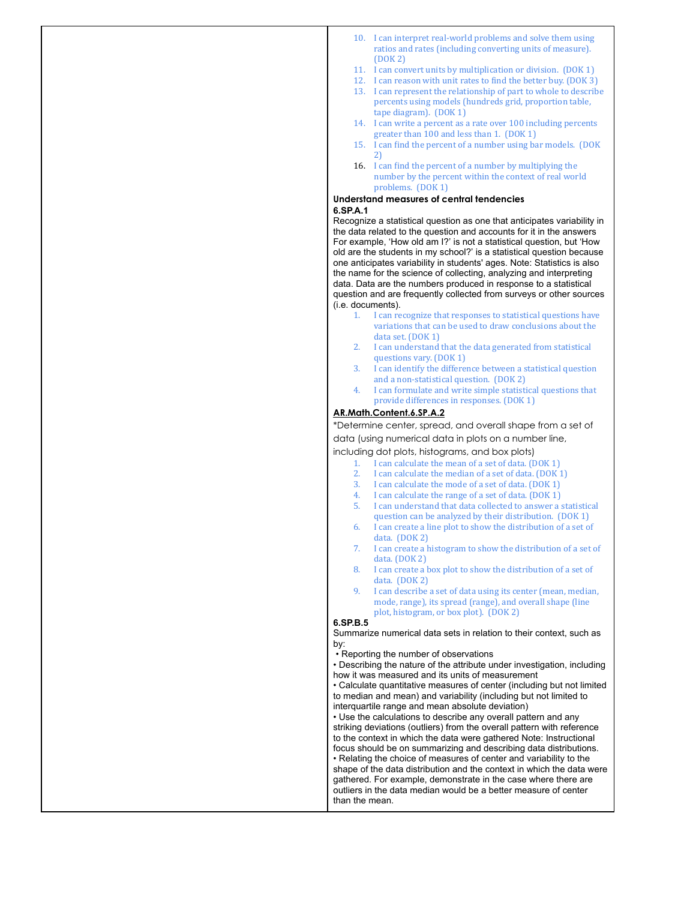10. I can interpret real-world problems and solve them using ratios and rates (including converting units of measure). (DOK 2)
11. I can convert units by multiplication or division. (DOK 1)
12. I can reason with unit rates to find the better buy. (DOK 3)
13. I can represent the relationship of part to whole to describe percents using models (hundreds grid, proportion table, tape diagram). (DOK 1)
14. I can write a percent as a rate over 100 including percents greater than 100 and less than 1. (DOK 1)
15. I can find the percent of a number using bar models. (DOK 2)
16. I can find the percent of a number by multiplying the number by the percent within the context of real world problems. (DOK 1)

**Understand measures of central tendencies**

**6.SP.A.1**

Recognize a statistical question as one that anticipates variability in the data related to the question and accounts for it in the answers For example, 'How old am I?' is not a statistical question, but 'How old are the students in my school?' is a statistical question because one anticipates variability in students' ages. Note: Statistics is also the name for the science of collecting, analyzing and interpreting data. Data are the numbers produced in response to a statistical question and are frequently collected from surveys or other sources (i.e. documents).

1. I can recognize that responses to statistical questions have variations that can be used to draw conclusions about the data set. (DOK 1)
2. I can understand that the data generated from statistical questions vary. (DOK 1)
3. I can identify the difference between a statistical question and a non-statistical question. (DOK 2)
4. I can formulate and write simple statistical questions that provide differences in responses. (DOK 1)

**AR.Math.Content.6.SP.A.2**

*Determine center, spread, and overall shape from a set of data (using numerical data in plots on a number line, including dot plots, histograms, and box plots)

1. I can calculate the mean of a set of data. (DOK 1)
2. I can calculate the median of a set of data. (DOK 1)
3. I can calculate the mode of a set of data. (DOK 1)
4. I can calculate the range of a set of data. (DOK 1)
5. I can understand that data collected to answer a statistical question can be analyzed by their distribution. (DOK 1)
6. I can create a line plot to show the distribution of a set of data. (DOK 2)
7. I can create a histogram to show the distribution of a set of data. (DOK 2)
8. I can create a box plot to show the distribution of a set of data. (DOK 2)
9. I can describe a set of data using its center (mean, median, mode, range), its spread (range), and overall shape (line plot, histogram, or box plot). (DOK 2)

**6.SP.B.5**

Summarize numerical data sets in relation to their context, such as by:

- Reporting the number of observations
- Describing the nature of the attribute under investigation, including how it was measured and its units of measurement
- Calculate quantitative measures of center (including but not limited to median and mean) and variability (including but not limited to interquartile range and mean absolute deviation)
- Use the calculations to describe any overall pattern and any striking deviations (outliers) from the overall pattern with reference to the context in which the data were gathered Note: Instructional focus should be on summarizing and describing data distributions.
- Relating the choice of measures of center and variability to the shape of the data distribution and the context in which the data were gathered. For example, demonstrate in the case where there are outliers in the data median would be a better measure of center than the mean.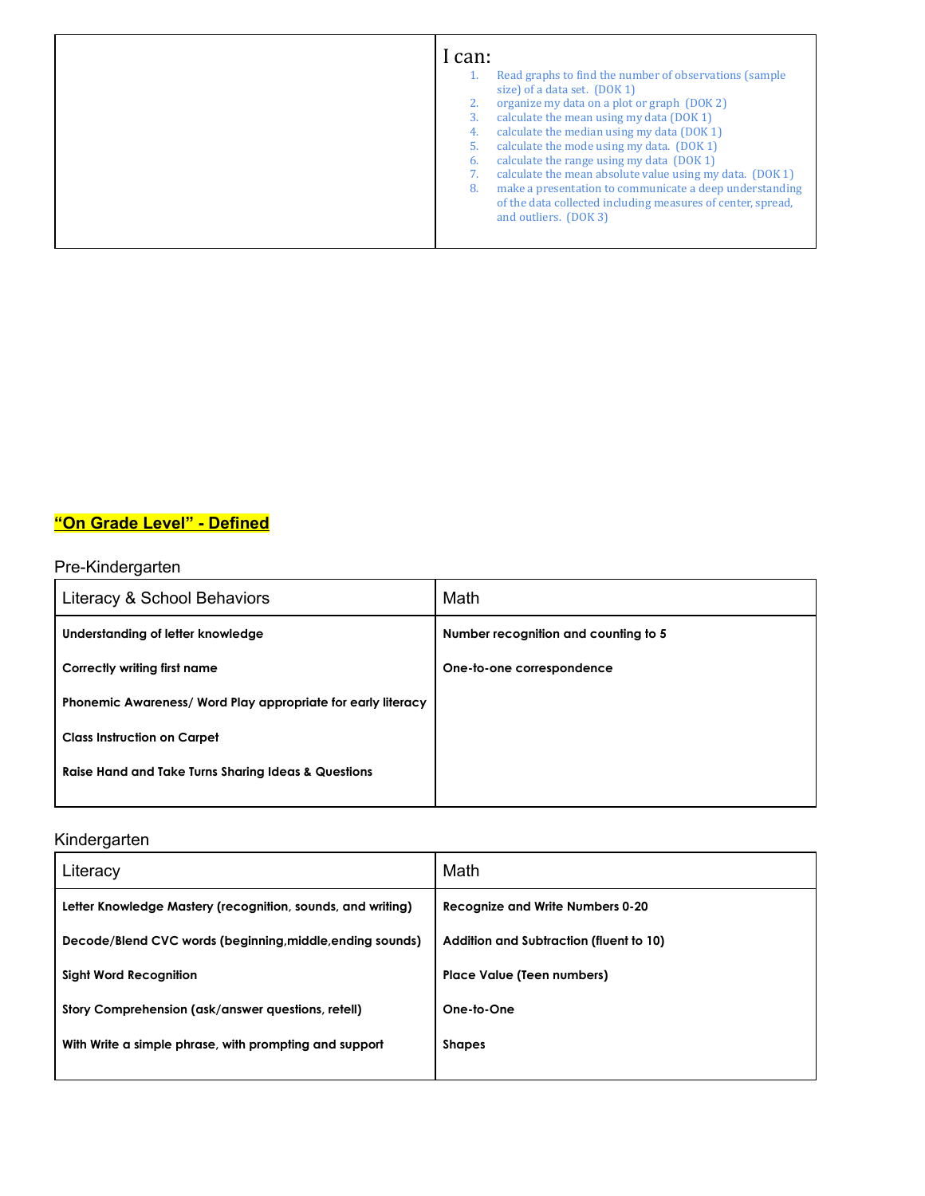|  | I can:<br>1. Read graphs to find the number of observations (sample size) of a data set. (DOK 1)<br>2. organize my data on a plot or graph (DOK 2)<br>3. calculate the mean using my data (DOK 1)<br>4. calculate the median using my data (DOK 1)<br>5. calculate the mode using my data. (DOK 1)<br>6. calculate the range using my data (DOK 1)<br>7. calculate the mean absolute value using my data. (DOK 1)<br>8. make a presentation to communicate a deep understanding of the data collected including measures of center, spread, and outliers. (DOK 3) |
|---|---|

## “On Grade Level” - Defined

Pre-Kindergarten

| Literacy & School Behaviors | Math |
|---|---|
| **Understanding of letter knowledge** | **Number recognition and counting to 5** |
| **Correctly writing first name** | **One-to-one correspondence** |
| **Phonemic Awareness/ Word Play appropriate for early literacy** | |
| **Class Instruction on Carpet** | |
| **Raise Hand and Take Turns Sharing Ideas & Questions** | |

Kindergarten

| Literacy | Math |
|---|---|
| **Letter Knowledge Mastery (recognition, sounds, and writing)** | **Recognize and Write Numbers 0-20** |
| **Decode/Blend CVC words (beginning,middle,ending sounds)** | **Addition and Subtraction (fluent to 10)** |
| **Sight Word Recognition** | **Place Value (Teen numbers)** |
| **Story Comprehension (ask/answer questions, retell)** | **One-to-One** |
| **With Write a simple phrase, with prompting and support** | **Shapes** |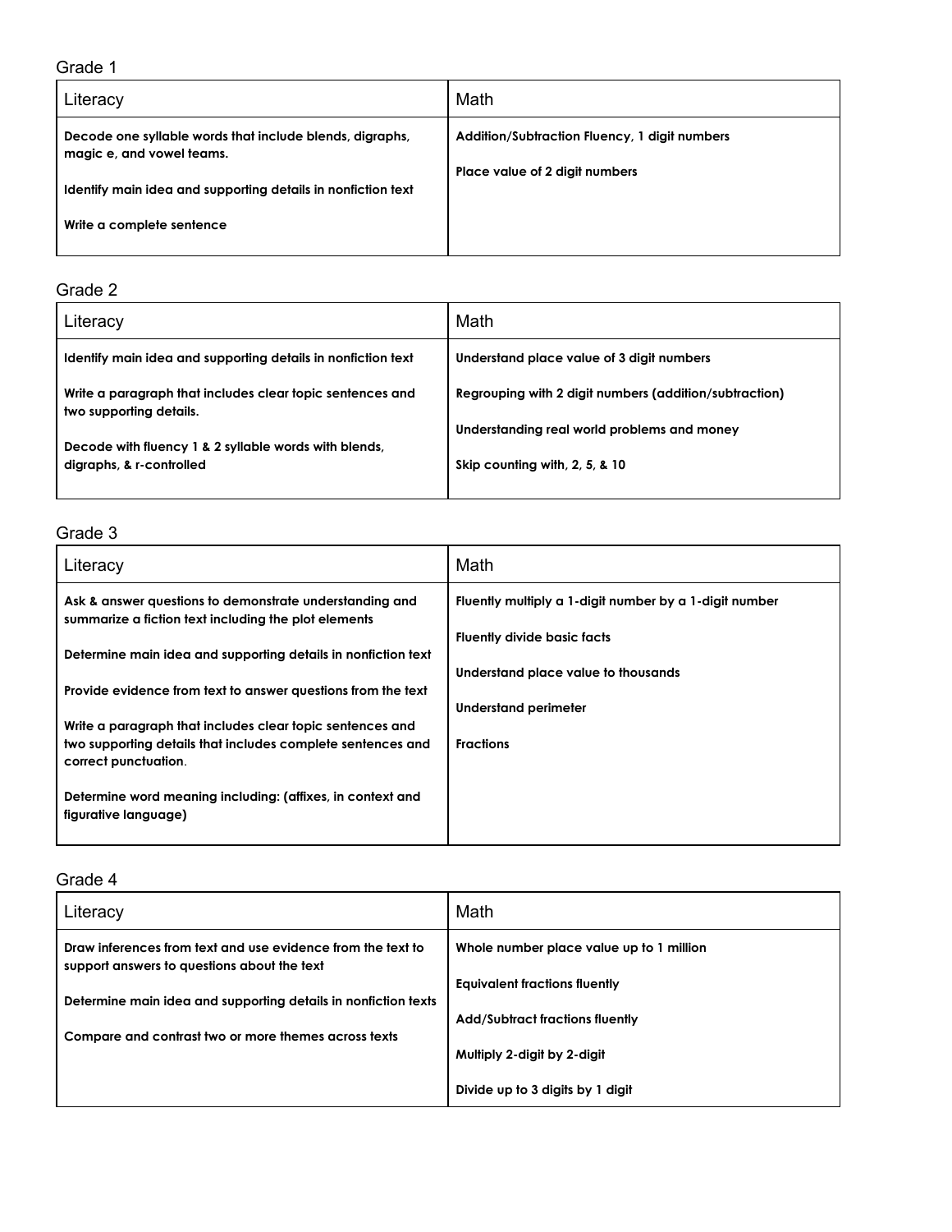Grade 1

| Literacy | Math |
| --- | --- |
| **Decode one syllable words that include blends, digraphs, magic e, and vowel teams.**<br><br>**Identify main idea and supporting details in nonfiction text**<br><br>**Write a complete sentence** | **Addition/Subtraction Fluency, 1 digit numbers**<br><br>**Place value of 2 digit numbers** |

Grade 2

| Literacy | Math |
| --- | --- |
| **Identify main idea and supporting details in nonfiction text**<br><br>**Write a paragraph that includes clear topic sentences and two supporting details.**<br><br>**Decode with fluency 1 & 2 syllable words with blends, digraphs, & r-controlled** | **Understand place value of 3 digit numbers**<br><br>**Regrouping with 2 digit numbers (addition/subtraction)**<br><br>**Understanding real world problems and money**<br><br>**Skip counting with, 2, 5, & 10** |

Grade 3

| Literacy | Math |
| --- | --- |
| **Ask & answer questions to demonstrate understanding and summarize a fiction text including the plot elements**<br><br>**Determine main idea and supporting details in nonfiction text**<br><br>**Provide evidence from text to answer questions from the text**<br><br>**Write a paragraph that includes clear topic sentences and two supporting details that includes complete sentences and correct punctuation**.<br><br>**Determine word meaning including: (affixes, in context and figurative language)** | **Fluently multiply a 1-digit number by a 1-digit number**<br><br>**Fluently divide basic facts**<br><br>**Understand place value to thousands**<br><br>**Understand perimeter**<br><br>**Fractions** |

Grade 4

| Literacy | Math |
| --- | --- |
| **Draw inferences from text and use evidence from the text to support answers to questions about the text**<br><br>**Determine main idea and supporting details in nonfiction texts**<br><br>**Compare and contrast two or more themes across texts** | **Whole number place value up to 1 million**<br><br>**Equivalent fractions fluently**<br><br>**Add/Subtract fractions fluently**<br><br>**Multiply 2-digit by 2-digit**<br><br>**Divide up to 3 digits by 1 digit** |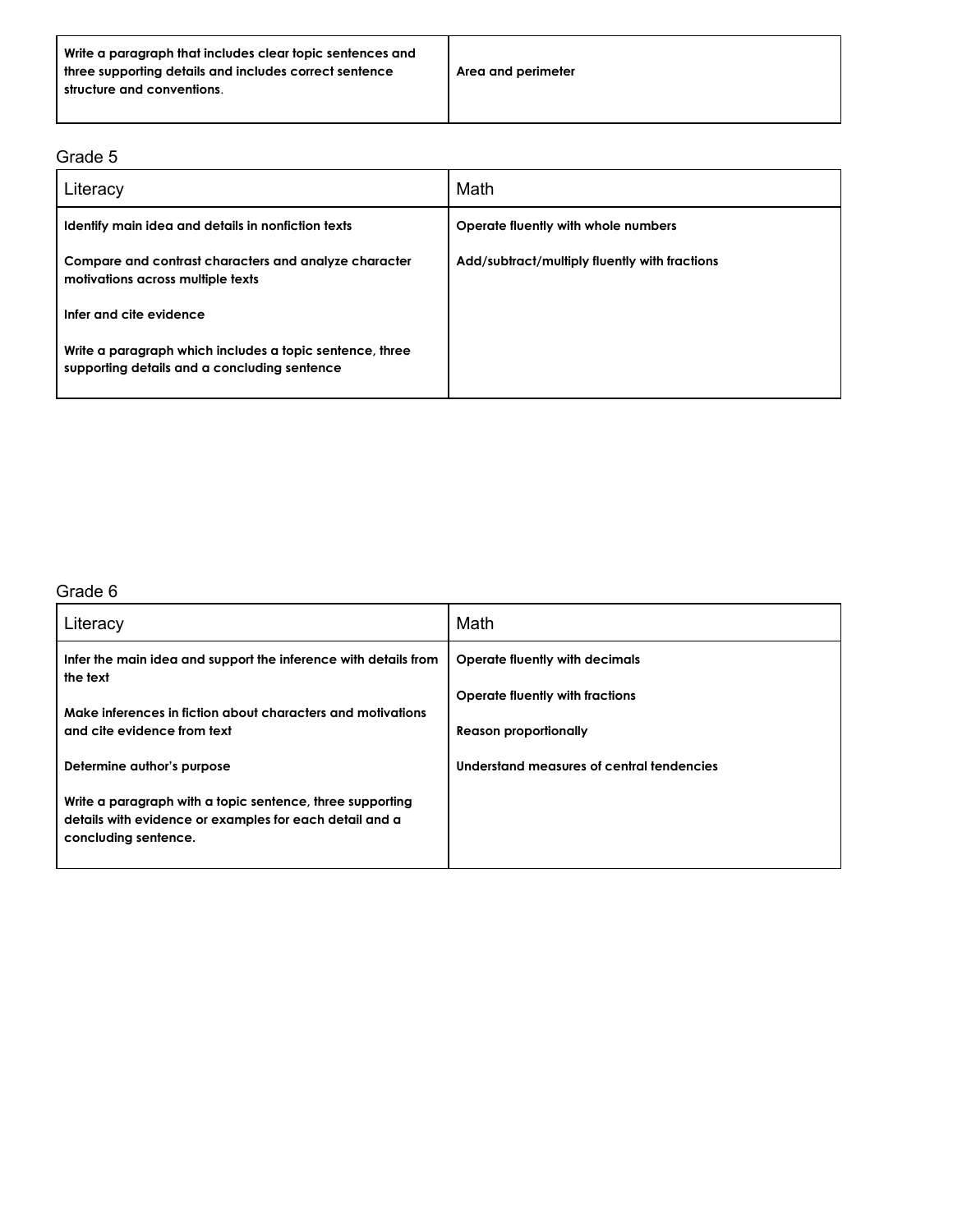| | |
|---|---|
| **Write a paragraph that includes clear topic sentences and three supporting details and includes correct sentence structure and conventions**. | **Area and perimeter** |

Grade 5

| Literacy | Math |
|---|---|
| **Identify main idea and details in nonfiction texts**<br><br>**Compare and contrast characters and analyze character motivations across multiple texts**<br><br>**Infer and cite evidence**<br><br>**Write a paragraph which includes a topic sentence, three supporting details and a concluding sentence** | **Operate fluently with whole numbers**<br><br>**Add/subtract/multiply fluently with fractions** |

Grade 6

| Literacy | Math |
|---|---|
| **Infer the main idea and support the inference with details from the text**<br><br>**Make inferences in fiction about characters and motivations and cite evidence from text**<br><br>**Determine author's purpose**<br><br>**Write a paragraph with a topic sentence, three supporting details with evidence or examples for each detail and a concluding sentence.** | **Operate fluently with decimals**<br><br>**Operate fluently with fractions**<br><br>**Reason proportionally**<br><br>**Understand measures of central tendencies** |